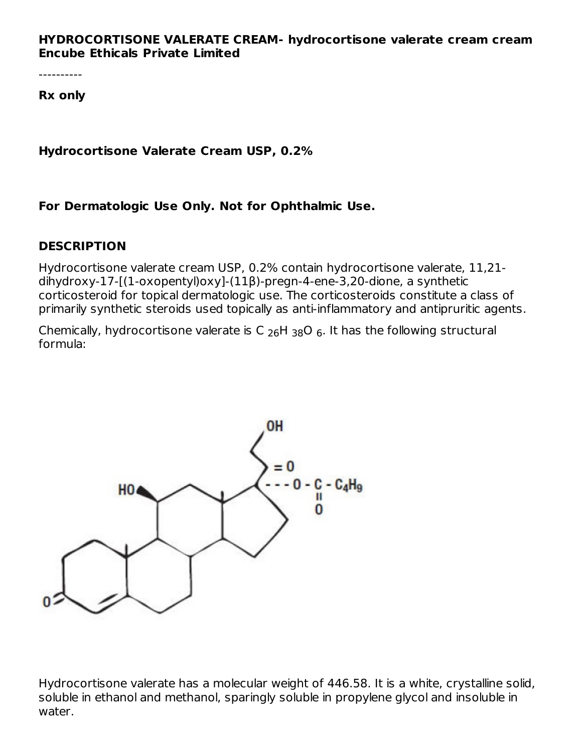**HYDROCORTISONE VALERATE CREAM- hydrocortisone valerate cream cream**
**Encube Ethicals Private Limited**

----------

**Rx only**

**Hydrocortisone Valerate Cream USP, 0.2%**

**For Dermatologic Use Only. Not for Ophthalmic Use.**

## DESCRIPTION

Hydrocortisone valerate cream USP, 0.2% contain hydrocortisone valerate, 11,21-dihydroxy-17-[(1-oxopentyl)oxy]-(11β)-pregn-4-ene-3,20-dione, a synthetic corticosteroid for topical dermatologic use. The corticosteroids constitute a class of primarily synthetic steroids used topically as anti-inflammatory and antipruritic agents.

Chemically, hydrocortisone valerate is $C_{26}H_{38}O_6$. It has the following structural formula:

Hydrocortisone valerate has a molecular weight of 446.58. It is a white, crystalline solid, soluble in ethanol and methanol, sparingly soluble in propylene glycol and insoluble in water.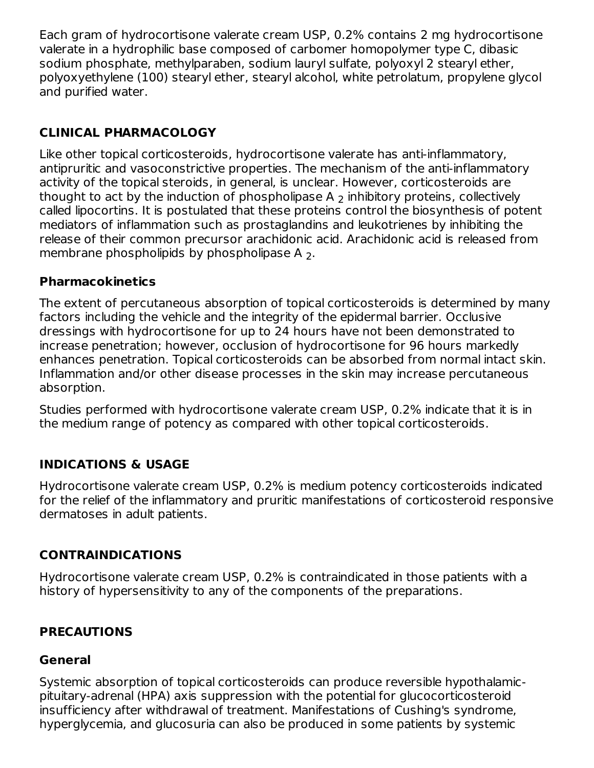Each gram of hydrocortisone valerate cream USP, 0.2% contains 2 mg hydrocortisone valerate in a hydrophilic base composed of carbomer homopolymer type C, dibasic sodium phosphate, methylparaben, sodium lauryl sulfate, polyoxyl 2 stearyl ether, polyoxyethylene (100) stearyl ether, stearyl alcohol, white petrolatum, propylene glycol and purified water.

## CLINICAL PHARMACOLOGY

Like other topical corticosteroids, hydrocortisone valerate has anti-inflammatory, antipruritic and vasoconstrictive properties. The mechanism of the anti-inflammatory activity of the topical steroids, in general, is unclear. However, corticosteroids are thought to act by the induction of phospholipase $A_2$ inhibitory proteins, collectively called lipocortins. It is postulated that these proteins control the biosynthesis of potent mediators of inflammation such as prostaglandins and leukotrienes by inhibiting the release of their common precursor arachidonic acid. Arachidonic acid is released from membrane phospholipids by phospholipase $A_2$.

### Pharmacokinetics

The extent of percutaneous absorption of topical corticosteroids is determined by many factors including the vehicle and the integrity of the epidermal barrier. Occlusive dressings with hydrocortisone for up to 24 hours have not been demonstrated to increase penetration; however, occlusion of hydrocortisone for 96 hours markedly enhances penetration. Topical corticosteroids can be absorbed from normal intact skin. Inflammation and/or other disease processes in the skin may increase percutaneous absorption.

Studies performed with hydrocortisone valerate cream USP, 0.2% indicate that it is in the medium range of potency as compared with other topical corticosteroids.

## INDICATIONS & USAGE

Hydrocortisone valerate cream USP, 0.2% is medium potency corticosteroids indicated for the relief of the inflammatory and pruritic manifestations of corticosteroid responsive dermatoses in adult patients.

## CONTRAINDICATIONS

Hydrocortisone valerate cream USP, 0.2% is contraindicated in those patients with a history of hypersensitivity to any of the components of the preparations.

## PRECAUTIONS

### General

Systemic absorption of topical corticosteroids can produce reversible hypothalamic-pituitary-adrenal (HPA) axis suppression with the potential for glucocorticosteroid insufficiency after withdrawal of treatment. Manifestations of Cushing's syndrome, hyperglycemia, and glucosuria can also be produced in some patients by systemic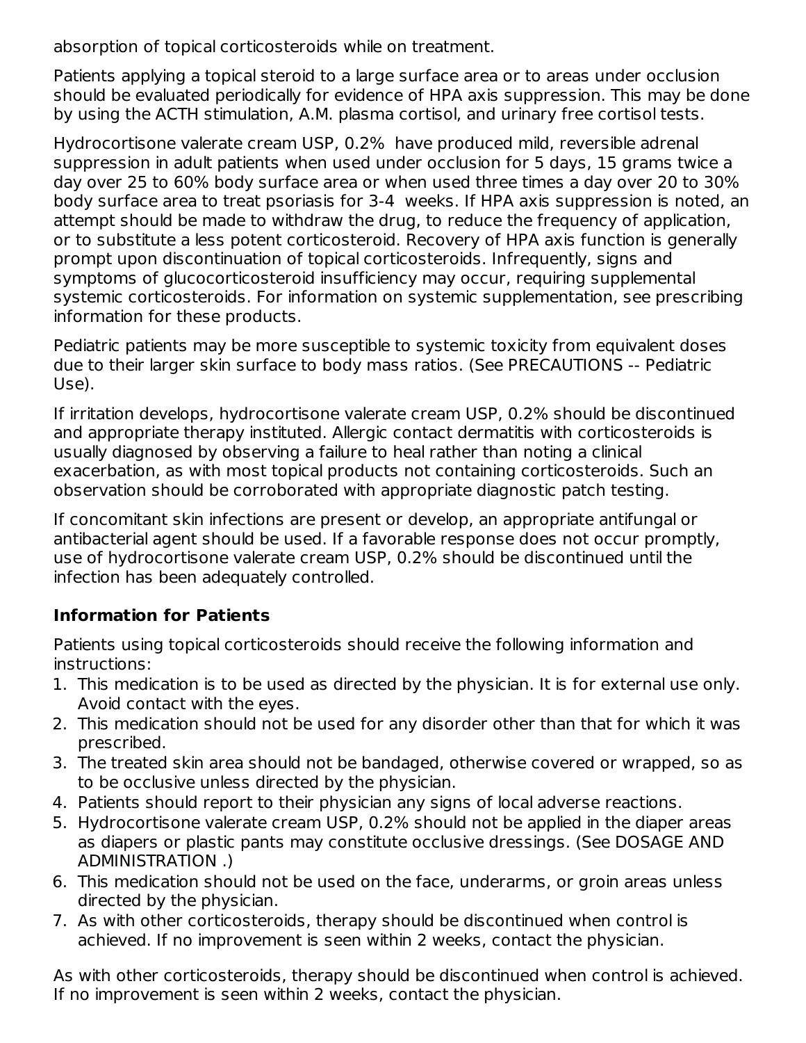absorption of topical corticosteroids while on treatment.

Patients applying a topical steroid to a large surface area or to areas under occlusion should be evaluated periodically for evidence of HPA axis suppression. This may be done by using the ACTH stimulation, A.M. plasma cortisol, and urinary free cortisol tests.

Hydrocortisone valerate cream USP, 0.2% have produced mild, reversible adrenal suppression in adult patients when used under occlusion for 5 days, 15 grams twice a day over 25 to 60% body surface area or when used three times a day over 20 to 30% body surface area to treat psoriasis for 3-4 weeks. If HPA axis suppression is noted, an attempt should be made to withdraw the drug, to reduce the frequency of application, or to substitute a less potent corticosteroid. Recovery of HPA axis function is generally prompt upon discontinuation of topical corticosteroids. Infrequently, signs and symptoms of glucocorticosteroid insufficiency may occur, requiring supplemental systemic corticosteroids. For information on systemic supplementation, see prescribing information for these products.

Pediatric patients may be more susceptible to systemic toxicity from equivalent doses due to their larger skin surface to body mass ratios. (See PRECAUTIONS -- Pediatric Use).

If irritation develops, hydrocortisone valerate cream USP, 0.2% should be discontinued and appropriate therapy instituted. Allergic contact dermatitis with corticosteroids is usually diagnosed by observing a failure to heal rather than noting a clinical exacerbation, as with most topical products not containing corticosteroids. Such an observation should be corroborated with appropriate diagnostic patch testing.

If concomitant skin infections are present or develop, an appropriate antifungal or antibacterial agent should be used. If a favorable response does not occur promptly, use of hydrocortisone valerate cream USP, 0.2% should be discontinued until the infection has been adequately controlled.

### Information for Patients

Patients using topical corticosteroids should receive the following information and instructions:

1. This medication is to be used as directed by the physician. It is for external use only. Avoid contact with the eyes.
2. This medication should not be used for any disorder other than that for which it was prescribed.
3. The treated skin area should not be bandaged, otherwise covered or wrapped, so as to be occlusive unless directed by the physician.
4. Patients should report to their physician any signs of local adverse reactions.
5. Hydrocortisone valerate cream USP, 0.2% should not be applied in the diaper areas as diapers or plastic pants may constitute occlusive dressings. (See DOSAGE AND ADMINISTRATION .)
6. This medication should not be used on the face, underarms, or groin areas unless directed by the physician.
7. As with other corticosteroids, therapy should be discontinued when control is achieved. If no improvement is seen within 2 weeks, contact the physician.

As with other corticosteroids, therapy should be discontinued when control is achieved. If no improvement is seen within 2 weeks, contact the physician.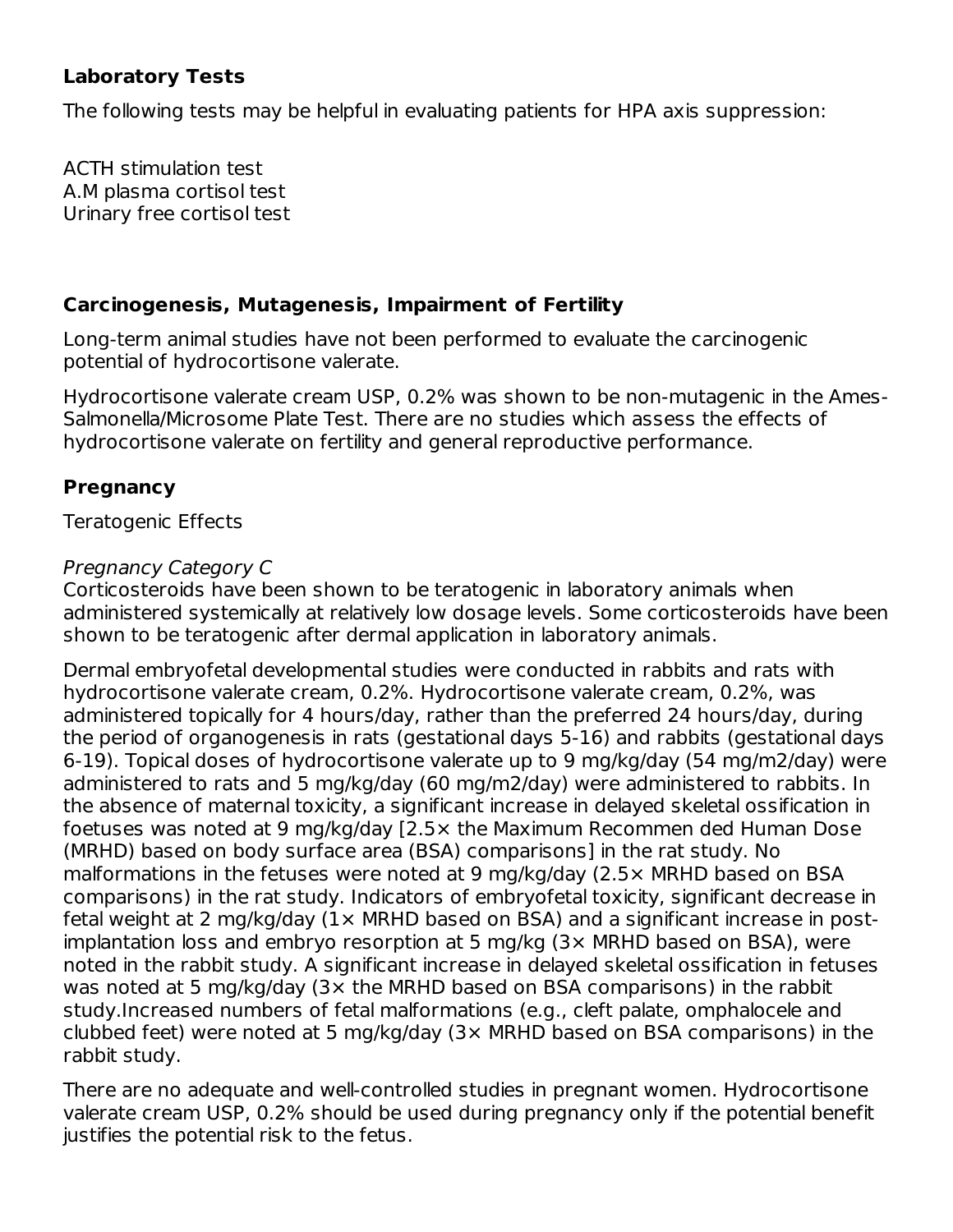**Laboratory Tests**

The following tests may be helpful in evaluating patients for HPA axis suppression:

ACTH stimulation test
A.M plasma cortisol test
Urinary free cortisol test

**Carcinogenesis, Mutagenesis, Impairment of Fertility**

Long-term animal studies have not been performed to evaluate the carcinogenic potential of hydrocortisone valerate.

Hydrocortisone valerate cream USP, 0.2% was shown to be non-mutagenic in the Ames-Salmonella/Microsome Plate Test. There are no studies which assess the effects of hydrocortisone valerate on fertility and general reproductive performance.

**Pregnancy**

Teratogenic Effects

*Pregnancy Category C*
Corticosteroids have been shown to be teratogenic in laboratory animals when administered systemically at relatively low dosage levels. Some corticosteroids have been shown to be teratogenic after dermal application in laboratory animals.

Dermal embryofetal developmental studies were conducted in rabbits and rats with hydrocortisone valerate cream, 0.2%. Hydrocortisone valerate cream, 0.2%, was administered topically for 4 hours/day, rather than the preferred 24 hours/day, during the period of organogenesis in rats (gestational days 5-16) and rabbits (gestational days 6-19). Topical doses of hydrocortisone valerate up to 9 mg/kg/day (54 mg/m2/day) were administered to rats and 5 mg/kg/day (60 mg/m2/day) were administered to rabbits. In the absence of maternal toxicity, a significant increase in delayed skeletal ossification in foetuses was noted at 9 mg/kg/day [2.5× the Maximum Recommen ded Human Dose (MRHD) based on body surface area (BSA) comparisons] in the rat study. No malformations in the fetuses were noted at 9 mg/kg/day (2.5× MRHD based on BSA comparisons) in the rat study. Indicators of embryofetal toxicity, significant decrease in fetal weight at 2 mg/kg/day (1× MRHD based on BSA) and a significant increase in post-implantation loss and embryo resorption at 5 mg/kg (3× MRHD based on BSA), were noted in the rabbit study. A significant increase in delayed skeletal ossification in fetuses was noted at 5 mg/kg/day (3× the MRHD based on BSA comparisons) in the rabbit study.Increased numbers of fetal malformations (e.g., cleft palate, omphalocele and clubbed feet) were noted at 5 mg/kg/day (3× MRHD based on BSA comparisons) in the rabbit study.

There are no adequate and well-controlled studies in pregnant women. Hydrocortisone valerate cream USP, 0.2% should be used during pregnancy only if the potential benefit justifies the potential risk to the fetus.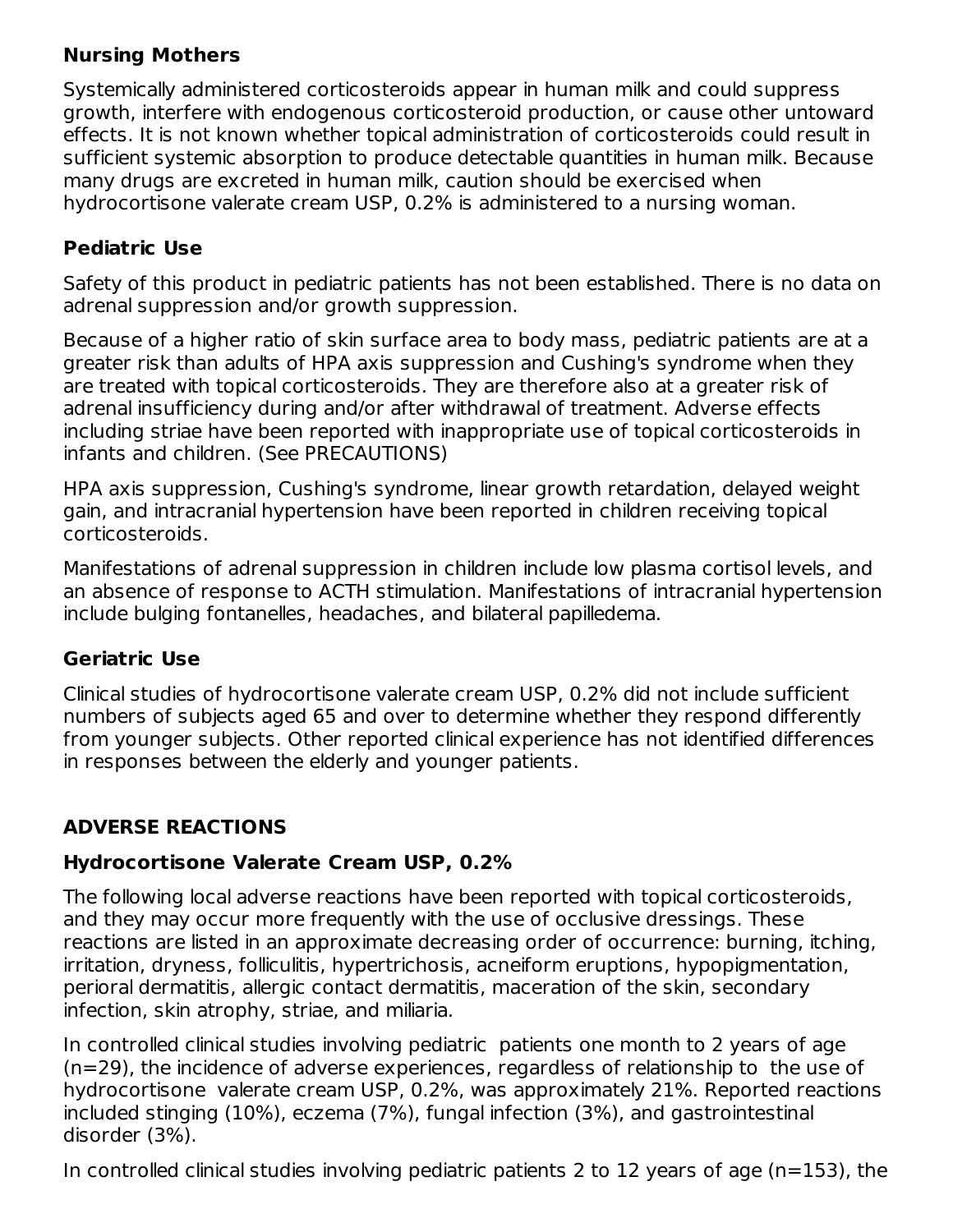### Nursing Mothers

Systemically administered corticosteroids appear in human milk and could suppress growth, interfere with endogenous corticosteroid production, or cause other untoward effects. It is not known whether topical administration of corticosteroids could result in sufficient systemic absorption to produce detectable quantities in human milk. Because many drugs are excreted in human milk, caution should be exercised when hydrocortisone valerate cream USP, 0.2% is administered to a nursing woman.

### Pediatric Use

Safety of this product in pediatric patients has not been established. There is no data on adrenal suppression and/or growth suppression.

Because of a higher ratio of skin surface area to body mass, pediatric patients are at a greater risk than adults of HPA axis suppression and Cushing's syndrome when they are treated with topical corticosteroids. They are therefore also at a greater risk of adrenal insufficiency during and/or after withdrawal of treatment. Adverse effects including striae have been reported with inappropriate use of topical corticosteroids in infants and children. (See PRECAUTIONS)

HPA axis suppression, Cushing's syndrome, linear growth retardation, delayed weight gain, and intracranial hypertension have been reported in children receiving topical corticosteroids.

Manifestations of adrenal suppression in children include low plasma cortisol levels, and an absence of response to ACTH stimulation. Manifestations of intracranial hypertension include bulging fontanelles, headaches, and bilateral papilledema.

### Geriatric Use

Clinical studies of hydrocortisone valerate cream USP, 0.2% did not include sufficient numbers of subjects aged 65 and over to determine whether they respond differently from younger subjects. Other reported clinical experience has not identified differences in responses between the elderly and younger patients.

## ADVERSE REACTIONS

### Hydrocortisone Valerate Cream USP, 0.2%

The following local adverse reactions have been reported with topical corticosteroids, and they may occur more frequently with the use of occlusive dressings. These reactions are listed in an approximate decreasing order of occurrence: burning, itching, irritation, dryness, folliculitis, hypertrichosis, acneiform eruptions, hypopigmentation, perioral dermatitis, allergic contact dermatitis, maceration of the skin, secondary infection, skin atrophy, striae, and miliaria.

In controlled clinical studies involving pediatric patients one month to 2 years of age (n=29), the incidence of adverse experiences, regardless of relationship to the use of hydrocortisone valerate cream USP, 0.2%, was approximately 21%. Reported reactions included stinging (10%), eczema (7%), fungal infection (3%), and gastrointestinal disorder (3%).

In controlled clinical studies involving pediatric patients 2 to 12 years of age (n=153), the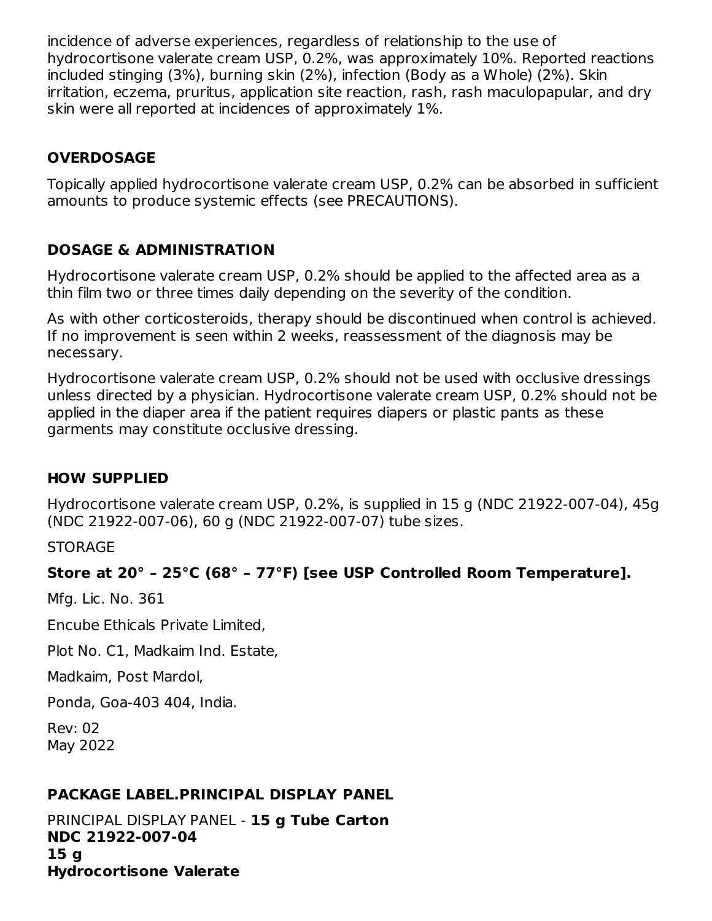incidence of adverse experiences, regardless of relationship to the use of hydrocortisone valerate cream USP, 0.2%, was approximately 10%. Reported reactions included stinging (3%), burning skin (2%), infection (Body as a Whole) (2%). Skin irritation, eczema, pruritus, application site reaction, rash, rash maculopapular, and dry skin were all reported at incidences of approximately 1%.

## OVERDOSAGE

Topically applied hydrocortisone valerate cream USP, 0.2% can be absorbed in sufficient amounts to produce systemic effects (see PRECAUTIONS).

## DOSAGE & ADMINISTRATION

Hydrocortisone valerate cream USP, 0.2% should be applied to the affected area as a thin film two or three times daily depending on the severity of the condition.

As with other corticosteroids, therapy should be discontinued when control is achieved. If no improvement is seen within 2 weeks, reassessment of the diagnosis may be necessary.

Hydrocortisone valerate cream USP, 0.2% should not be used with occlusive dressings unless directed by a physician. Hydrocortisone valerate cream USP, 0.2% should not be applied in the diaper area if the patient requires diapers or plastic pants as these garments may constitute occlusive dressing.

## HOW SUPPLIED

Hydrocortisone valerate cream USP, 0.2%, is supplied in 15 g (NDC 21922-007-04), 45g (NDC 21922-007-06), 60 g (NDC 21922-007-07) tube sizes.

STORAGE

**Store at 20° – 25°C (68° – 77°F) [see USP Controlled Room Temperature].**

Mfg. Lic. No. 361

Encube Ethicals Private Limited,

Plot No. C1, Madkaim Ind. Estate,

Madkaim, Post Mardol,

Ponda, Goa-403 404, India.

Rev: 02
May 2022

## PACKAGE LABEL.PRINCIPAL DISPLAY PANEL

PRINCIPAL DISPLAY PANEL - **15 g Tube Carton**
**NDC 21922-007-04**
**15 g**
**Hydrocortisone Valerate**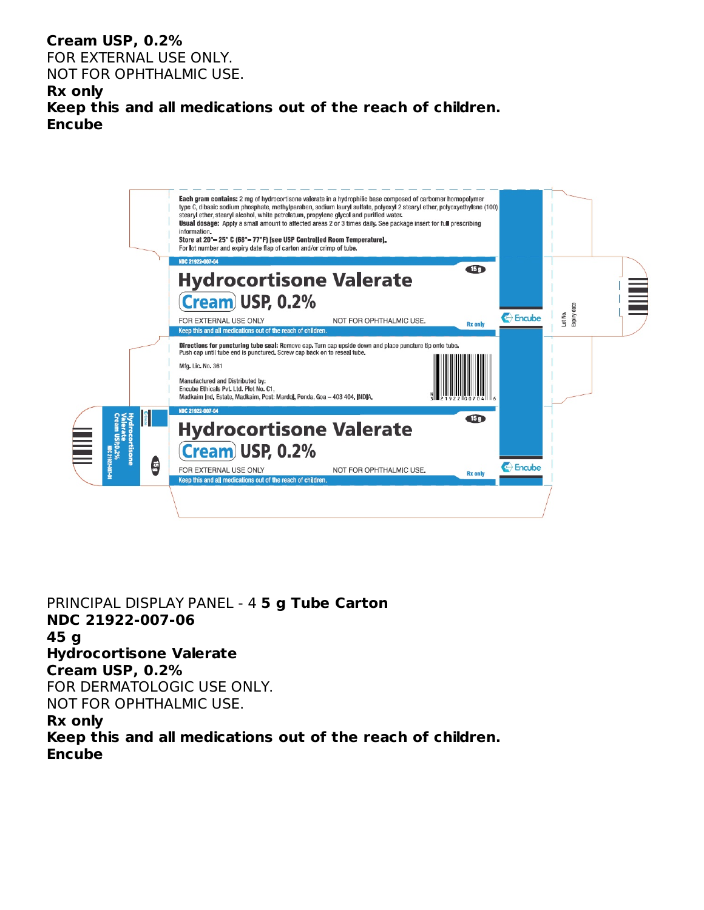**Cream USP, 0.2%**
FOR EXTERNAL USE ONLY.
NOT FOR OPHTHALMIC USE.
**Rx only**
**Keep this and all medications out of the reach of children.**
**Encube**

**Each gram contains:** 2 mg of hydrocortisone valerate in a hydrophilic base composed of carbomer homopolymer type C, dibasic sodium phosphate, methylparaben, sodium lauryl sulfate, polyoxyl 2 stearyl ether, polyoxyethylene (100) stearyl ether, stearyl alcohol, white petrolatum, propylene glycol and purified water.
**Usual dosage:** Apply a small amount to affected areas 2 or 3 times daily. See package insert for full prescribing information.
**Store at 20°– 25° C (68°– 77°F) [see USP Controlled Room Temperature].**
For lot number and expiry date flap of carton and/or crimp of tube.

NDC 21922-007-04
15 g
**Hydrocortisone Valerate**
**Cream USP, 0.2%**
FOR EXTERNAL USE ONLY NOT FOR OPHTHALMIC USE.
Rx only
Keep this and all medications out of the reach of children.
Encube

**Directions for puncturing tube seal:** Remove cap. Turn cap upside down and place puncture tip onto tube. Push cap until tube end is punctured. Screw cap back on to reseal tube.
Mfg. Lic. No. 361
Manufactured and Distributed by:
Encube Ethicals Pvt. Ltd. Plot No. C1,
Madkaim Ind. Estate, Madkaim, Post: Mardol, Ponda, Goa – 403 404, INDIA.

Lot No.
Expiry date

PRINCIPAL DISPLAY PANEL - 4 **5 g Tube Carton**
**NDC 21922-007-06**
**45 g**
**Hydrocortisone Valerate**
**Cream USP, 0.2%**
FOR DERMATOLOGIC USE ONLY.
NOT FOR OPHTHALMIC USE.
**Rx only**
**Keep this and all medications out of the reach of children.**
**Encube**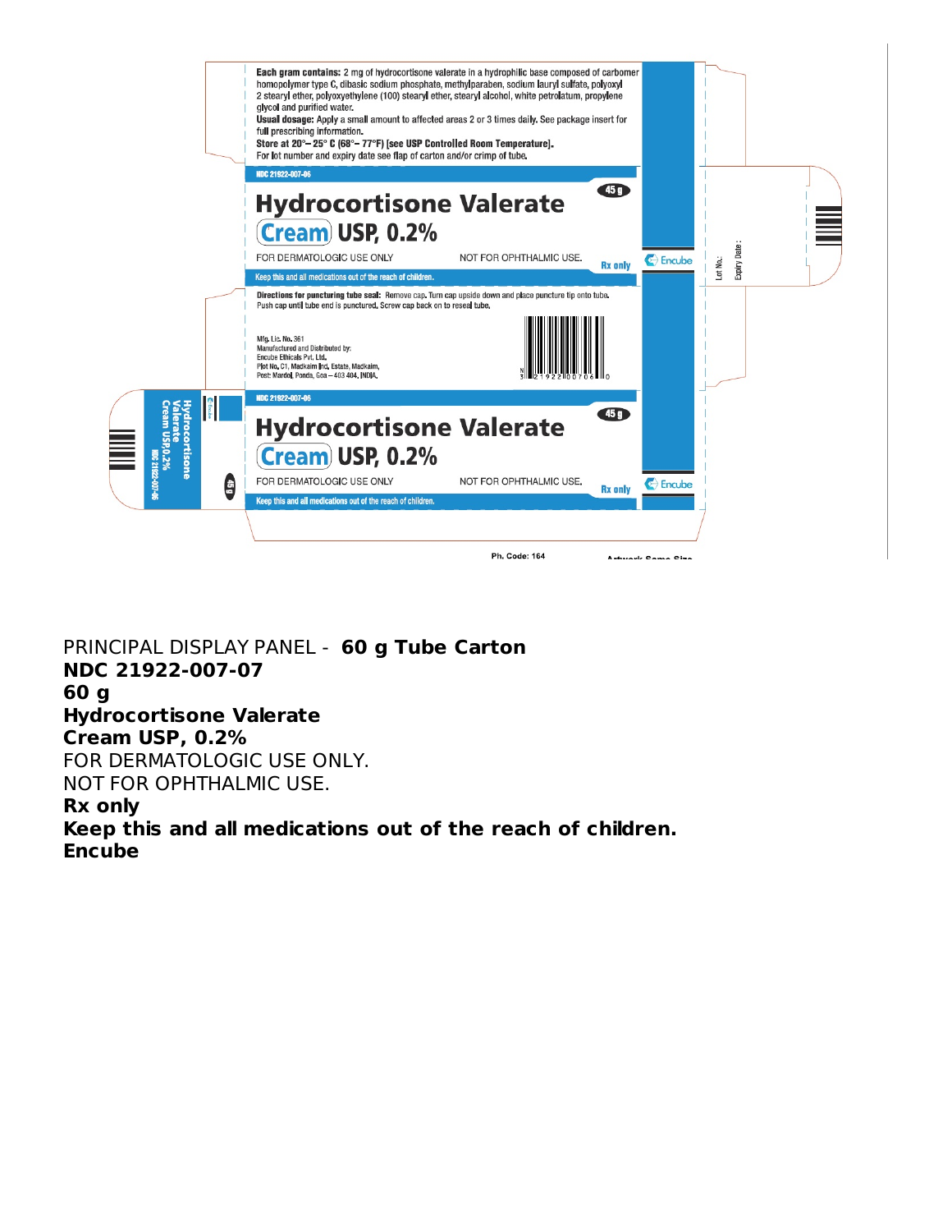**Each gram contains:** 2 mg of hydrocortisone valerate in a hydrophilic base composed of carbomer homopolymer type C, dibasic sodium phosphate, methylparaben, sodium lauryl sulfate, polyoxyl 2 stearyl ether, polyoxyethylene (100) stearyl ether, stearyl alcohol, white petrolatum, propylene glycol and purified water.

**Usual dosage:** Apply a small amount to affected areas 2 or 3 times daily. See package insert for full prescribing information.

**Store at 20°– 25° C (68°– 77°F) [see USP Controlled Room Temperature].**

For lot number and expiry date see flap of carton and/or crimp of tube.

NDC 21922-007-06

45 g

**Hydrocortisone Valerate Cream USP, 0.2%**

FOR DERMATOLOGIC USE ONLY

NOT FOR OPHTHALMIC USE.

Rx only

Encube

Keep this and all medications out of the reach of children.

**Directions for puncturing tube seal:** Remove cap. Turn cap upside down and place puncture tip onto tube. Push cap until tube end is punctured. Screw cap back on to reseal tube.

Mfg. Lic. No. 361
Manufactured and Distributed by:
Encube Ethicals Pvt. Ltd.
Plot No. C1, Madkaim Ind. Estate, Madkaim,
Post: Mardol, Ponda, Goa – 403 404. INDIA.

N 3 21922 00706 0

Lot No.:
Expiry Date :

NDC 21922-007-06

45 g

**Hydrocortisone Valerate Cream USP, 0.2%**

FOR DERMATOLOGIC USE ONLY

NOT FOR OPHTHALMIC USE.

Rx only

Encube

Keep this and all medications out of the reach of children.

Hydrocortisone Valerate Cream USP,0.2%
NDC 21922-007-06
45 g

Ph. Code: 164

Artwork Same Size

PRINCIPAL DISPLAY PANEL - **60 g Tube Carton**

**NDC 21922-007-07**

**60 g**

**Hydrocortisone Valerate**

**Cream USP, 0.2%**

FOR DERMATOLOGIC USE ONLY.

NOT FOR OPHTHALMIC USE.

**Rx only**

**Keep this and all medications out of the reach of children.**

**Encube**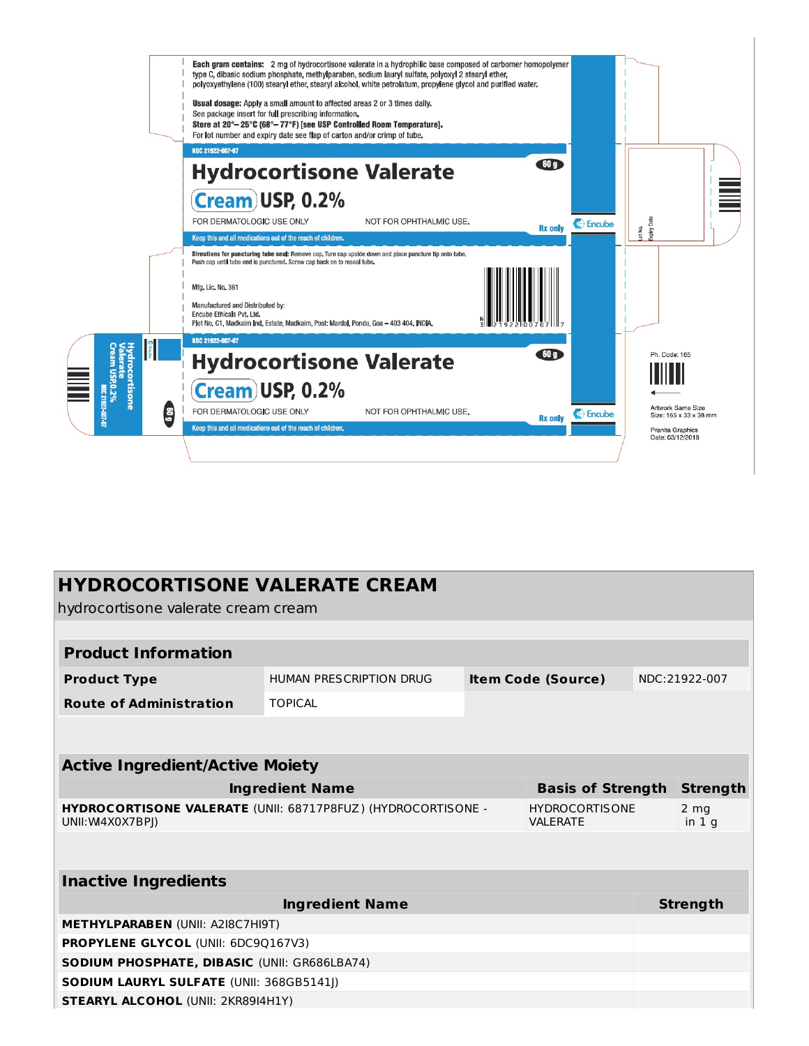Each gram contains: 2 mg of hydrocortisone valerate in a hydrophilic base composed of carbomer homopolymer type C, dibasic sodium phosphate, methylparaben, sodium lauryl sulfate, polyoxyl 2 stearyl ether, polyoxyethylene (100) stearyl ether, stearyl alcohol, white petrolatum, propylene glycol and purified water.

**Usual dosage:** Apply a small amount to affected areas 2 or 3 times daily.
See package insert for full prescribing information.
**Store at 20°– 25°C (68°– 77°F) [see USP Controlled Room Temperature].**
For lot number and expiry date see flap of carton and/or crimp of tube.

NDC 21922-007-07

**Hydrocortisone Valerate Cream USP, 0.2%**

60 g

FOR DERMATOLOGIC USE ONLY     NOT FOR OPHTHALMIC USE.     Rx only

Encube

Keep this and all medications out of the reach of children.

**Directions for puncturing tube seal:** Remove cap. Turn cap upside down and place puncture tip onto tube. Push cap until tube end is punctured. Screw cap back on to reseal tube.

Mfg. Lic. No. 361

Manufactured and Distributed by:
Encube Ethicals Pvt. Ltd.
Plot No. C1, Madkaim Ind. Estate, Madkaim, Post: Mardol, Ponda, Goa – 403 404. INDIA.

N 3 21922 00707 7

NDC 21922-007-07

**Hydrocortisone Valerate Cream USP, 0.2%**

60 g

FOR DERMATOLOGIC USE ONLY     NOT FOR OPHTHALMIC USE.     Rx only

Encube

Keep this and all medications out of the reach of children.

Hydrocortisone Valerate Cream USP 0.2% NDC 21922-007-07 60 g

Lot No. Expiry Date

Ph. Code: 165

Artwork Same Size
Size: 165 x 33 x 38 mm

Pranita Graphics
Date: 03/12/2018

# HYDROCORTISONE VALERATE CREAM

hydrocortisone valerate cream cream

| **Product Information** | | | |
|---|---|---|---|
| **Product Type** | HUMAN PRESCRIPTION DRUG | **Item Code (Source)** | NDC:21922-007 |
| **Route of Administration** | TOPICAL | | |

| **Active Ingredient/Active Moiety** | | |
|---|---|---|
| **Ingredient Name** | **Basis of Strength** | **Strength** |
| **HYDROCORTISONE VALERATE** (UNII: 68717P8FUZ) (HYDROCORTISONE - UNII:W4X0X7BPJ) | HYDROCORTISONE VALERATE | 2 mg in 1 g |

| **Inactive Ingredients** | |
|---|---|
| **Ingredient Name** | **Strength** |
| **METHYLPARABEN** (UNII: A2I8C7HI9T) | |
| **PROPYLENE GLYCOL** (UNII: 6DC9Q167V3) | |
| **SODIUM PHOSPHATE, DIBASIC** (UNII: GR686LBA74) | |
| **SODIUM LAURYL SULFATE** (UNII: 368GB5141J) | |
| **STEARYL ALCOHOL** (UNII: 2KR89I4H1Y) | |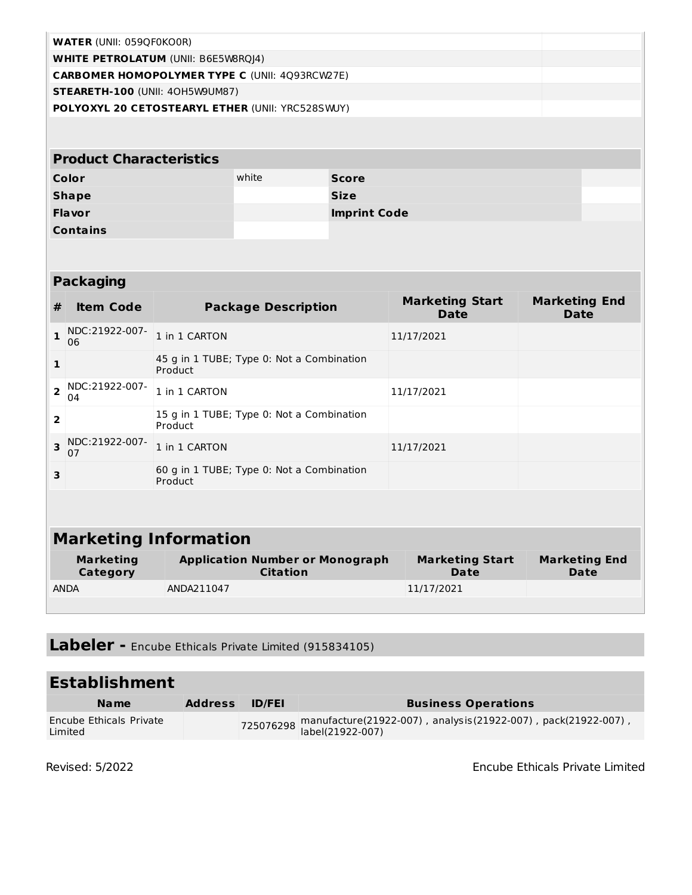| | |
|---|---|
| **WATER** (UNII: 059QF0KO0R) | |
| **WHITE PETROLATUM** (UNII: B6E5W8RQJ4) | |
| **CARBOMER HOMOPOLYMER TYPE C** (UNII: 4Q93RCW27E) | |
| **STEARETH-100** (UNII: 4OH5W9UM87) | |
| **POLYOXYL 20 CETOSTEARYL ETHER** (UNII: YRC528SWUY) | |

| **Product Characteristics** | | | |
|---|---|---|---|
| **Color** | white | **Score** | |
| **Shape** | | **Size** | |
| **Flavor** | | **Imprint Code** | |
| **Contains** | | | |

**Packaging**

| # | Item Code | Package Description | Marketing Start Date | Marketing End Date |
|---|---|---|---|---|
| 1 | NDC:21922-007-06 | 1 in 1 CARTON | 11/17/2021 | |
| 1 | | 45 g in 1 TUBE; Type 0: Not a Combination Product | | |
| 2 | NDC:21922-007-04 | 1 in 1 CARTON | 11/17/2021 | |
| 2 | | 15 g in 1 TUBE; Type 0: Not a Combination Product | | |
| 3 | NDC:21922-007-07 | 1 in 1 CARTON | 11/17/2021 | |
| 3 | | 60 g in 1 TUBE; Type 0: Not a Combination Product | | |

## Marketing Information

| Marketing Category | Application Number or Monograph Citation | Marketing Start Date | Marketing End Date |
|---|---|---|---|
| ANDA | ANDA211047 | 11/17/2021 | |

## Labeler - Encube Ethicals Private Limited (915834105)

## Establishment

| Name | Address | ID/FEI | Business Operations |
|---|---|---|---|
| Encube Ethicals Private Limited | | 725076298 | manufacture(21922-007) , analysis(21922-007) , pack(21922-007) , label(21922-007) |

Revised: 5/2022 Encube Ethicals Private Limited